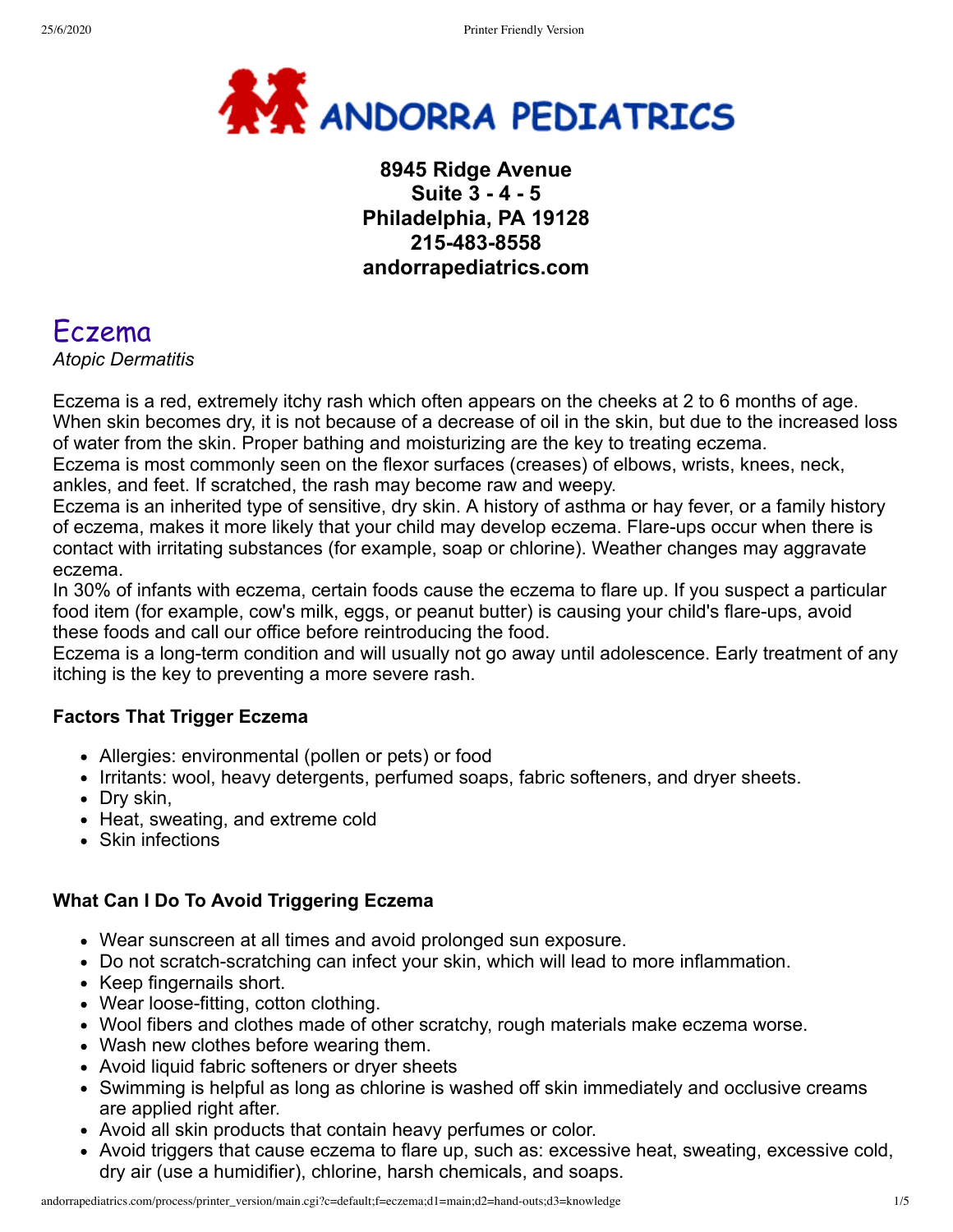# ANDORRA PEDIATRICS

**8945 Ridge Avenue**
**Suite 3 - 4 - 5**
**Philadelphia, PA 19128**
**215-483-8558**
**andorrapediatrics.com**

# Eczema

*Atopic Dermatitis*

Eczema is a red, extremely itchy rash which often appears on the cheeks at 2 to 6 months of age. When skin becomes dry, it is not because of a decrease of oil in the skin, but due to the increased loss of water from the skin. Proper bathing and moisturizing are the key to treating eczema.
Eczema is most commonly seen on the flexor surfaces (creases) of elbows, wrists, knees, neck, ankles, and feet. If scratched, the rash may become raw and weepy.
Eczema is an inherited type of sensitive, dry skin. A history of asthma or hay fever, or a family history of eczema, makes it more likely that your child may develop eczema. Flare-ups occur when there is contact with irritating substances (for example, soap or chlorine). Weather changes may aggravate eczema.
In 30% of infants with eczema, certain foods cause the eczema to flare up. If you suspect a particular food item (for example, cow's milk, eggs, or peanut butter) is causing your child's flare-ups, avoid these foods and call our office before reintroducing the food.
Eczema is a long-term condition and will usually not go away until adolescence. Early treatment of any itching is the key to preventing a more severe rash.

### Factors That Trigger Eczema

- Allergies: environmental (pollen or pets) or food
- Irritants: wool, heavy detergents, perfumed soaps, fabric softeners, and dryer sheets.
- Dry skin,
- Heat, sweating, and extreme cold
- Skin infections

### What Can I Do To Avoid Triggering Eczema

- Wear sunscreen at all times and avoid prolonged sun exposure.
- Do not scratch-scratching can infect your skin, which will lead to more inflammation.
- Keep fingernails short.
- Wear loose-fitting, cotton clothing.
- Wool fibers and clothes made of other scratchy, rough materials make eczema worse.
- Wash new clothes before wearing them.
- Avoid liquid fabric softeners or dryer sheets
- Swimming is helpful as long as chlorine is washed off skin immediately and occlusive creams are applied right after.
- Avoid all skin products that contain heavy perfumes or color.
- Avoid triggers that cause eczema to flare up, such as: excessive heat, sweating, excessive cold, dry air (use a humidifier), chlorine, harsh chemicals, and soaps.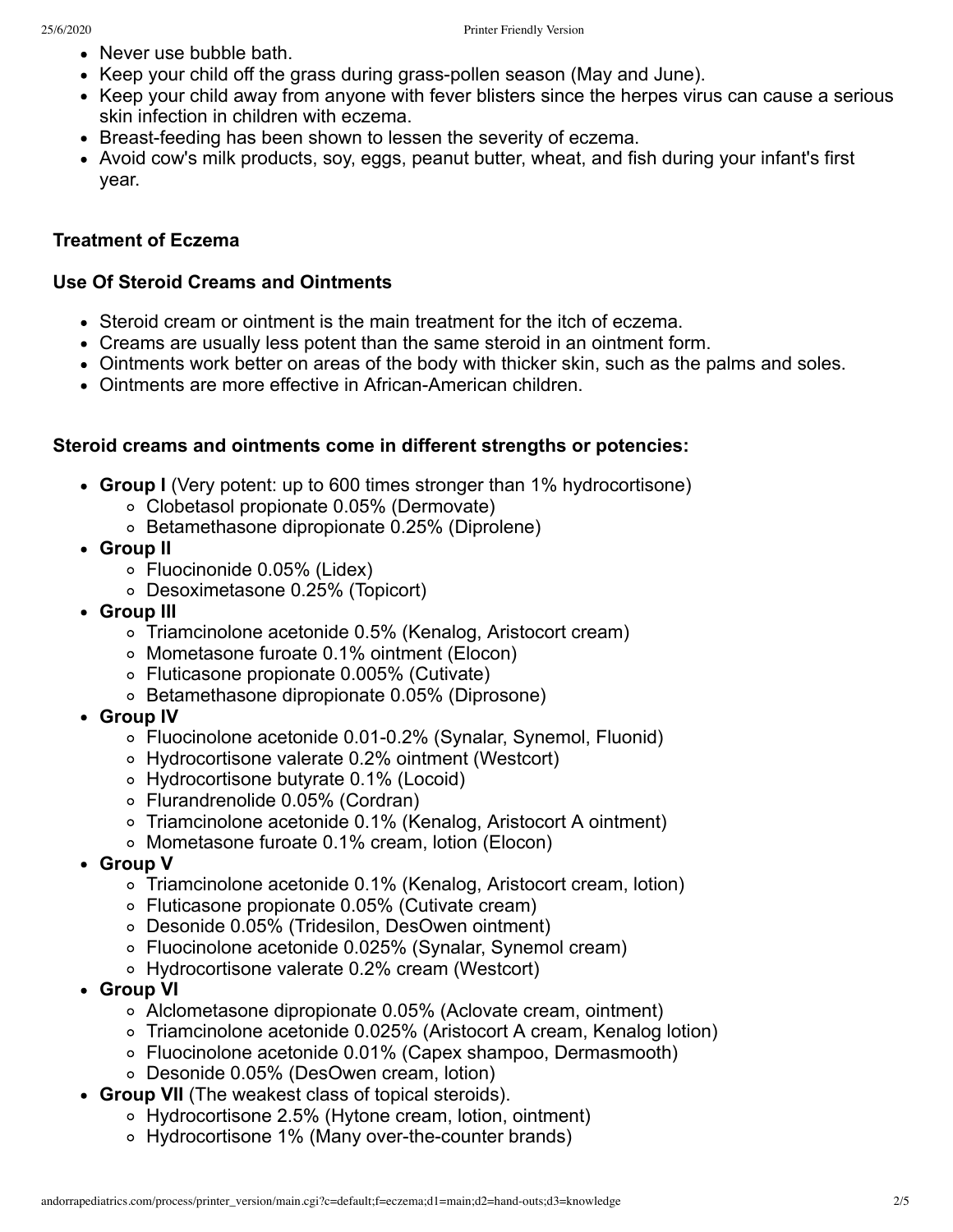- Never use bubble bath.
- Keep your child off the grass during grass-pollen season (May and June).
- Keep your child away from anyone with fever blisters since the herpes virus can cause a serious skin infection in children with eczema.
- Breast-feeding has been shown to lessen the severity of eczema.
- Avoid cow's milk products, soy, eggs, peanut butter, wheat, and fish during your infant's first year.

### Treatment of Eczema

### Use Of Steroid Creams and Ointments

- Steroid cream or ointment is the main treatment for the itch of eczema.
- Creams are usually less potent than the same steroid in an ointment form.
- Ointments work better on areas of the body with thicker skin, such as the palms and soles.
- Ointments are more effective in African-American children.

**Steroid creams and ointments come in different strengths or potencies:**

- **Group I** (Very potent: up to 600 times stronger than 1% hydrocortisone)
  - Clobetasol propionate 0.05% (Dermovate)
  - Betamethasone dipropionate 0.25% (Diprolene)
- **Group II**
  - Fluocinonide 0.05% (Lidex)
  - Desoximetasone 0.25% (Topicort)
- **Group III**
  - Triamcinolone acetonide 0.5% (Kenalog, Aristocort cream)
  - Mometasone furoate 0.1% ointment (Elocon)
  - Fluticasone propionate 0.005% (Cutivate)
  - Betamethasone dipropionate 0.05% (Diprosone)
- **Group IV**
  - Fluocinolone acetonide 0.01-0.2% (Synalar, Synemol, Fluonid)
  - Hydrocortisone valerate 0.2% ointment (Westcort)
  - Hydrocortisone butyrate 0.1% (Locoid)
  - Flurandrenolide 0.05% (Cordran)
  - Triamcinolone acetonide 0.1% (Kenalog, Aristocort A ointment)
  - Mometasone furoate 0.1% cream, lotion (Elocon)
- **Group V**
  - Triamcinolone acetonide 0.1% (Kenalog, Aristocort cream, lotion)
  - Fluticasone propionate 0.05% (Cutivate cream)
  - Desonide 0.05% (Tridesilon, DesOwen ointment)
  - Fluocinolone acetonide 0.025% (Synalar, Synemol cream)
  - Hydrocortisone valerate 0.2% cream (Westcort)
- **Group VI**
  - Alclometasone dipropionate 0.05% (Aclovate cream, ointment)
  - Triamcinolone acetonide 0.025% (Aristocort A cream, Kenalog lotion)
  - Fluocinolone acetonide 0.01% (Capex shampoo, Dermasmooth)
  - Desonide 0.05% (DesOwen cream, lotion)
- **Group VII** (The weakest class of topical steroids).
  - Hydrocortisone 2.5% (Hytone cream, lotion, ointment)
  - Hydrocortisone 1% (Many over-the-counter brands)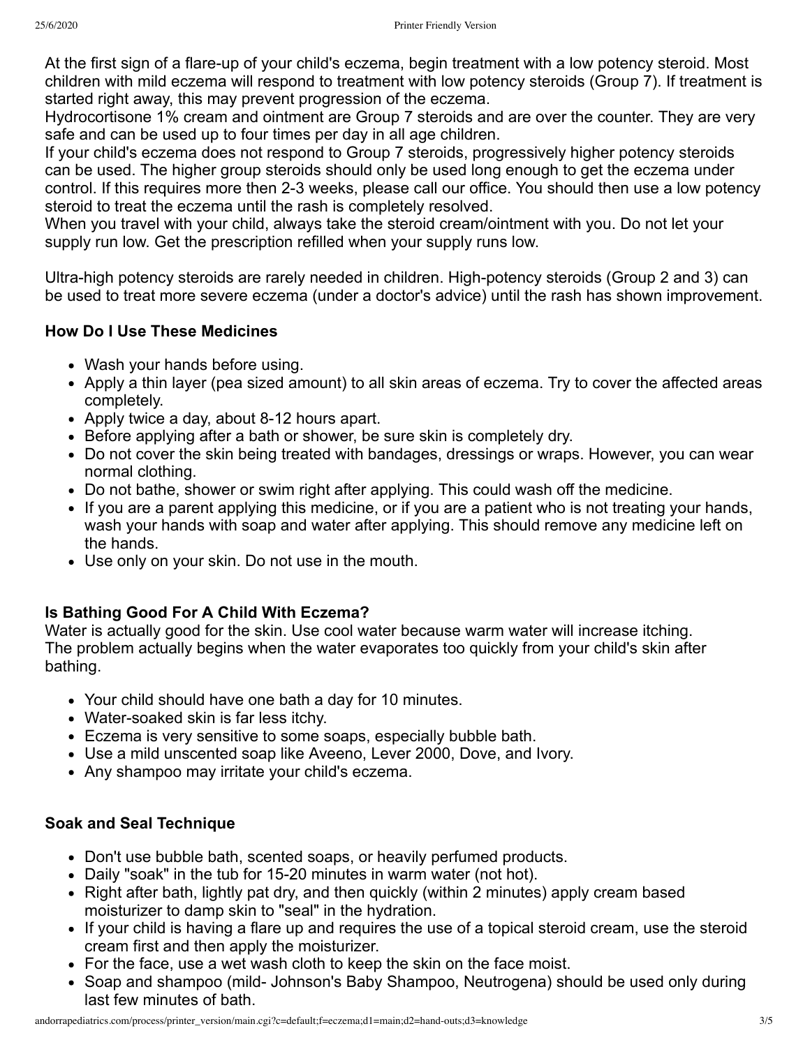At the first sign of a flare-up of your child's eczema, begin treatment with a low potency steroid. Most children with mild eczema will respond to treatment with low potency steroids (Group 7). If treatment is started right away, this may prevent progression of the eczema.
Hydrocortisone 1% cream and ointment are Group 7 steroids and are over the counter. They are very safe and can be used up to four times per day in all age children.
If your child's eczema does not respond to Group 7 steroids, progressively higher potency steroids can be used. The higher group steroids should only be used long enough to get the eczema under control. If this requires more then 2-3 weeks, please call our office. You should then use a low potency steroid to treat the eczema until the rash is completely resolved.
When you travel with your child, always take the steroid cream/ointment with you. Do not let your supply run low. Get the prescription refilled when your supply runs low.

Ultra-high potency steroids are rarely needed in children. High-potency steroids (Group 2 and 3) can be used to treat more severe eczema (under a doctor's advice) until the rash has shown improvement.

### How Do I Use These Medicines

- Wash your hands before using.
- Apply a thin layer (pea sized amount) to all skin areas of eczema. Try to cover the affected areas completely.
- Apply twice a day, about 8-12 hours apart.
- Before applying after a bath or shower, be sure skin is completely dry.
- Do not cover the skin being treated with bandages, dressings or wraps. However, you can wear normal clothing.
- Do not bathe, shower or swim right after applying. This could wash off the medicine.
- If you are a parent applying this medicine, or if you are a patient who is not treating your hands, wash your hands with soap and water after applying. This should remove any medicine left on the hands.
- Use only on your skin. Do not use in the mouth.

### Is Bathing Good For A Child With Eczema?

Water is actually good for the skin. Use cool water because warm water will increase itching.
The problem actually begins when the water evaporates too quickly from your child's skin after bathing.

- Your child should have one bath a day for 10 minutes.
- Water-soaked skin is far less itchy.
- Eczema is very sensitive to some soaps, especially bubble bath.
- Use a mild unscented soap like Aveeno, Lever 2000, Dove, and Ivory.
- Any shampoo may irritate your child's eczema.

### Soak and Seal Technique

- Don't use bubble bath, scented soaps, or heavily perfumed products.
- Daily "soak" in the tub for 15-20 minutes in warm water (not hot).
- Right after bath, lightly pat dry, and then quickly (within 2 minutes) apply cream based moisturizer to damp skin to "seal" in the hydration.
- If your child is having a flare up and requires the use of a topical steroid cream, use the steroid cream first and then apply the moisturizer.
- For the face, use a wet wash cloth to keep the skin on the face moist.
- Soap and shampoo (mild- Johnson's Baby Shampoo, Neutrogena) should be used only during last few minutes of bath.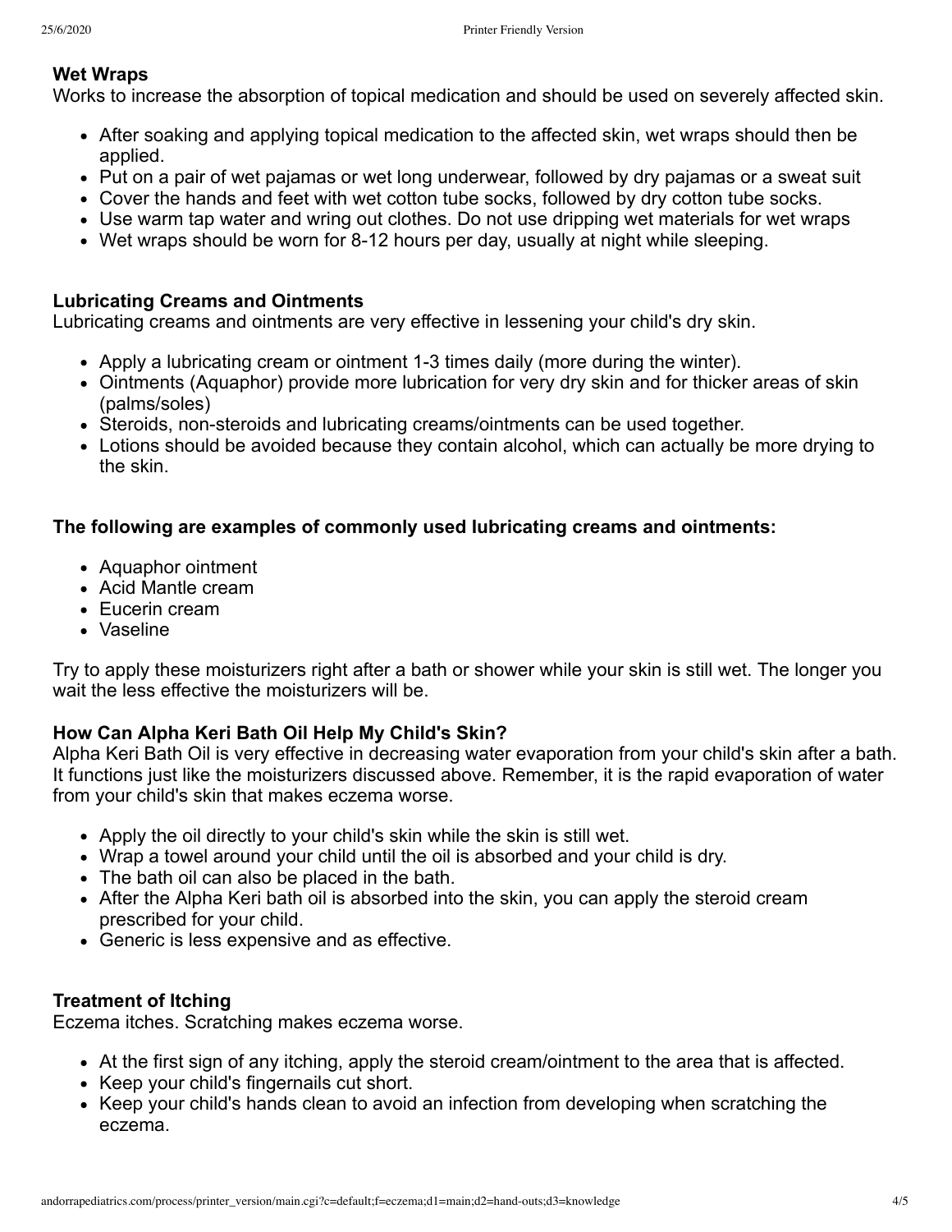**Wet Wraps**
Works to increase the absorption of topical medication and should be used on severely affected skin.

- After soaking and applying topical medication to the affected skin, wet wraps should then be applied.
- Put on a pair of wet pajamas or wet long underwear, followed by dry pajamas or a sweat suit
- Cover the hands and feet with wet cotton tube socks, followed by dry cotton tube socks.
- Use warm tap water and wring out clothes. Do not use dripping wet materials for wet wraps
- Wet wraps should be worn for 8-12 hours per day, usually at night while sleeping.

**Lubricating Creams and Ointments**
Lubricating creams and ointments are very effective in lessening your child's dry skin.

- Apply a lubricating cream or ointment 1-3 times daily (more during the winter).
- Ointments (Aquaphor) provide more lubrication for very dry skin and for thicker areas of skin (palms/soles)
- Steroids, non-steroids and lubricating creams/ointments can be used together.
- Lotions should be avoided because they contain alcohol, which can actually be more drying to the skin.

**The following are examples of commonly used lubricating creams and ointments:**

- Aquaphor ointment
- Acid Mantle cream
- Eucerin cream
- Vaseline

Try to apply these moisturizers right after a bath or shower while your skin is still wet. The longer you wait the less effective the moisturizers will be.

**How Can Alpha Keri Bath Oil Help My Child's Skin?**
Alpha Keri Bath Oil is very effective in decreasing water evaporation from your child's skin after a bath. It functions just like the moisturizers discussed above. Remember, it is the rapid evaporation of water from your child's skin that makes eczema worse.

- Apply the oil directly to your child's skin while the skin is still wet.
- Wrap a towel around your child until the oil is absorbed and your child is dry.
- The bath oil can also be placed in the bath.
- After the Alpha Keri bath oil is absorbed into the skin, you can apply the steroid cream prescribed for your child.
- Generic is less expensive and as effective.

**Treatment of Itching**
Eczema itches. Scratching makes eczema worse.

- At the first sign of any itching, apply the steroid cream/ointment to the area that is affected.
- Keep your child's fingernails cut short.
- Keep your child's hands clean to avoid an infection from developing when scratching the eczema.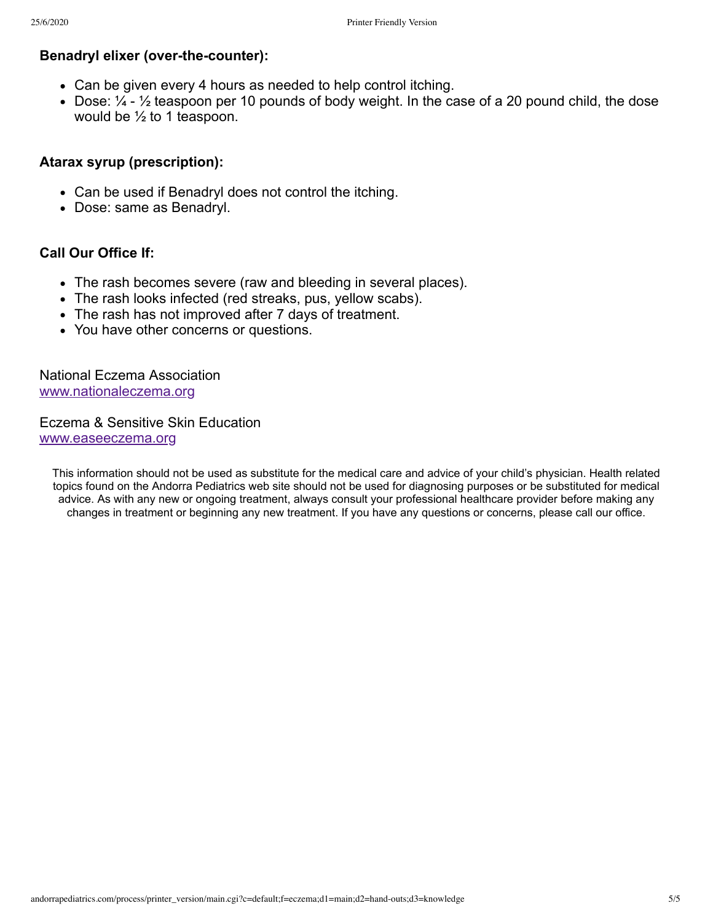**Benadryl elixer (over-the-counter):**

- Can be given every 4 hours as needed to help control itching.
- Dose: ¼ - ½ teaspoon per 10 pounds of body weight. In the case of a 20 pound child, the dose would be ½ to 1 teaspoon.

**Atarax syrup (prescription):**

- Can be used if Benadryl does not control the itching.
- Dose: same as Benadryl.

**Call Our Office If:**

- The rash becomes severe (raw and bleeding in several places).
- The rash looks infected (red streaks, pus, yellow scabs).
- The rash has not improved after 7 days of treatment.
- You have other concerns or questions.

National Eczema Association
www.nationaleczema.org

Eczema & Sensitive Skin Education
www.easeeczema.org

This information should not be used as substitute for the medical care and advice of your child's physician. Health related topics found on the Andorra Pediatrics web site should not be used for diagnosing purposes or be substituted for medical advice. As with any new or ongoing treatment, always consult your professional healthcare provider before making any changes in treatment or beginning any new treatment. If you have any questions or concerns, please call our office.